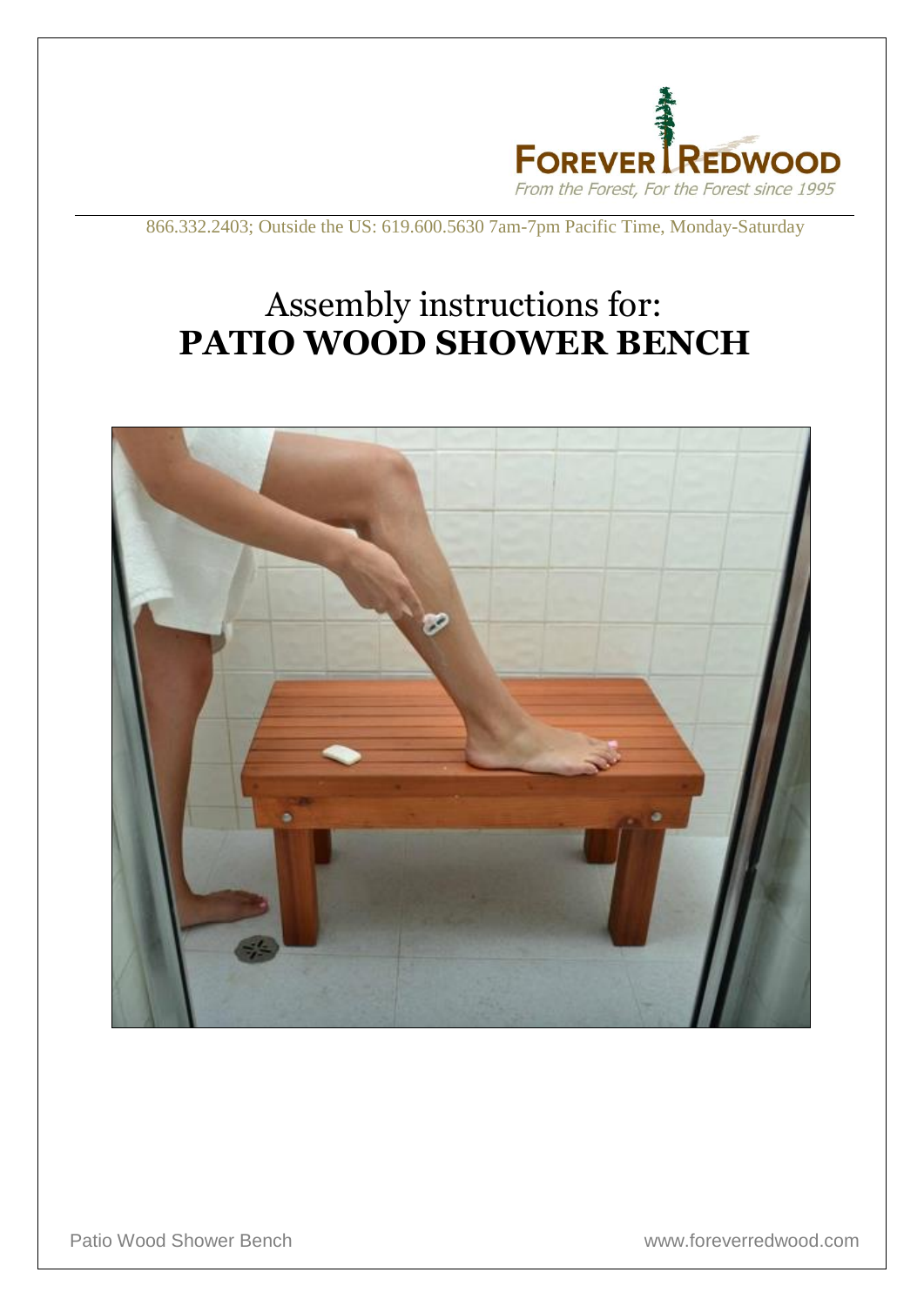FOREVER REDWOOD

*From the Forest, For the Forest since 1995*

866.332.2403; Outside the US: 619.600.5630 7am-7pm Pacific Time, Monday-Saturday

# Assembly instructions for:
# **PATIO WOOD SHOWER BENCH**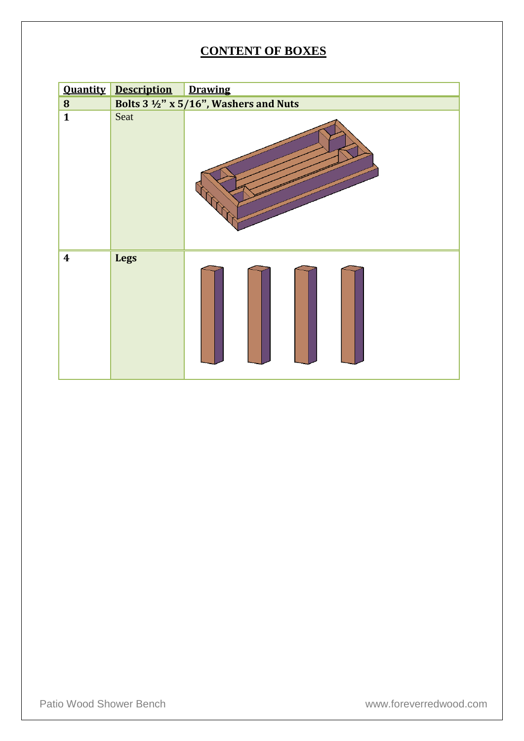## CONTENT OF BOXES

| Quantity | Description | Drawing |
| --- | --- | --- |
| **8** | **Bolts 3 ½" x 5/16", Washers and Nuts** | |
| **1** | Seat | |
| **4** | **Legs** | |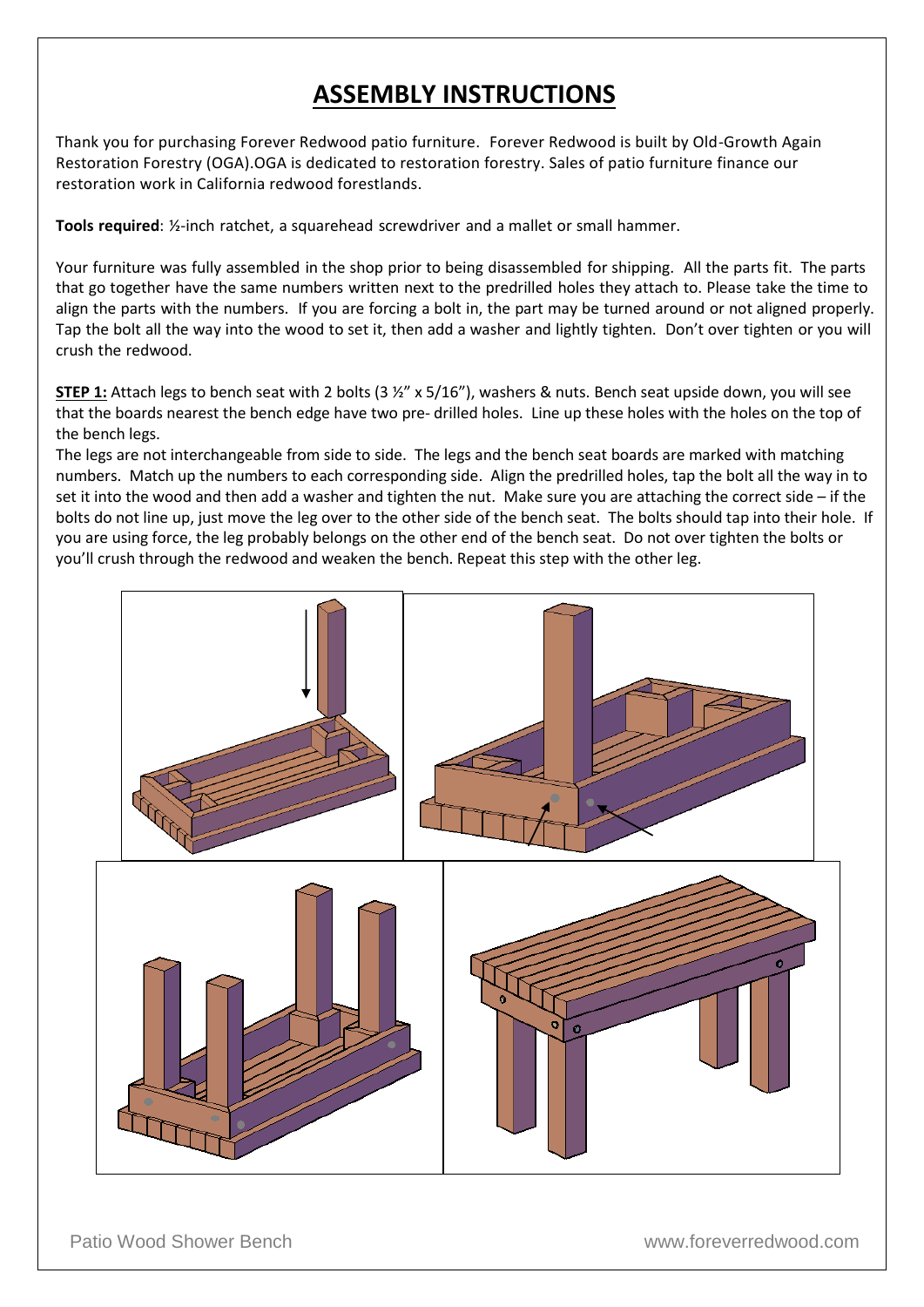# ASSEMBLY INSTRUCTIONS

Thank you for purchasing Forever Redwood patio furniture. Forever Redwood is built by Old-Growth Again Restoration Forestry (OGA).OGA is dedicated to restoration forestry. Sales of patio furniture finance our restoration work in California redwood forestlands.

**Tools required**: ½-inch ratchet, a squarehead screwdriver and a mallet or small hammer.

Your furniture was fully assembled in the shop prior to being disassembled for shipping. All the parts fit. The parts that go together have the same numbers written next to the predrilled holes they attach to. Please take the time to align the parts with the numbers. If you are forcing a bolt in, the part may be turned around or not aligned properly. Tap the bolt all the way into the wood to set it, then add a washer and lightly tighten. Don't over tighten or you will crush the redwood.

**STEP 1:** Attach legs to bench seat with 2 bolts (3 ½" x 5/16"), washers & nuts. Bench seat upside down, you will see that the boards nearest the bench edge have two pre- drilled holes. Line up these holes with the holes on the top of the bench legs.

The legs are not interchangeable from side to side. The legs and the bench seat boards are marked with matching numbers. Match up the numbers to each corresponding side. Align the predrilled holes, tap the bolt all the way in to set it into the wood and then add a washer and tighten the nut. Make sure you are attaching the correct side – if the bolts do not line up, just move the leg over to the other side of the bench seat. The bolts should tap into their hole. If you are using force, the leg probably belongs on the other end of the bench seat. Do not over tighten the bolts or you'll crush through the redwood and weaken the bench. Repeat this step with the other leg.